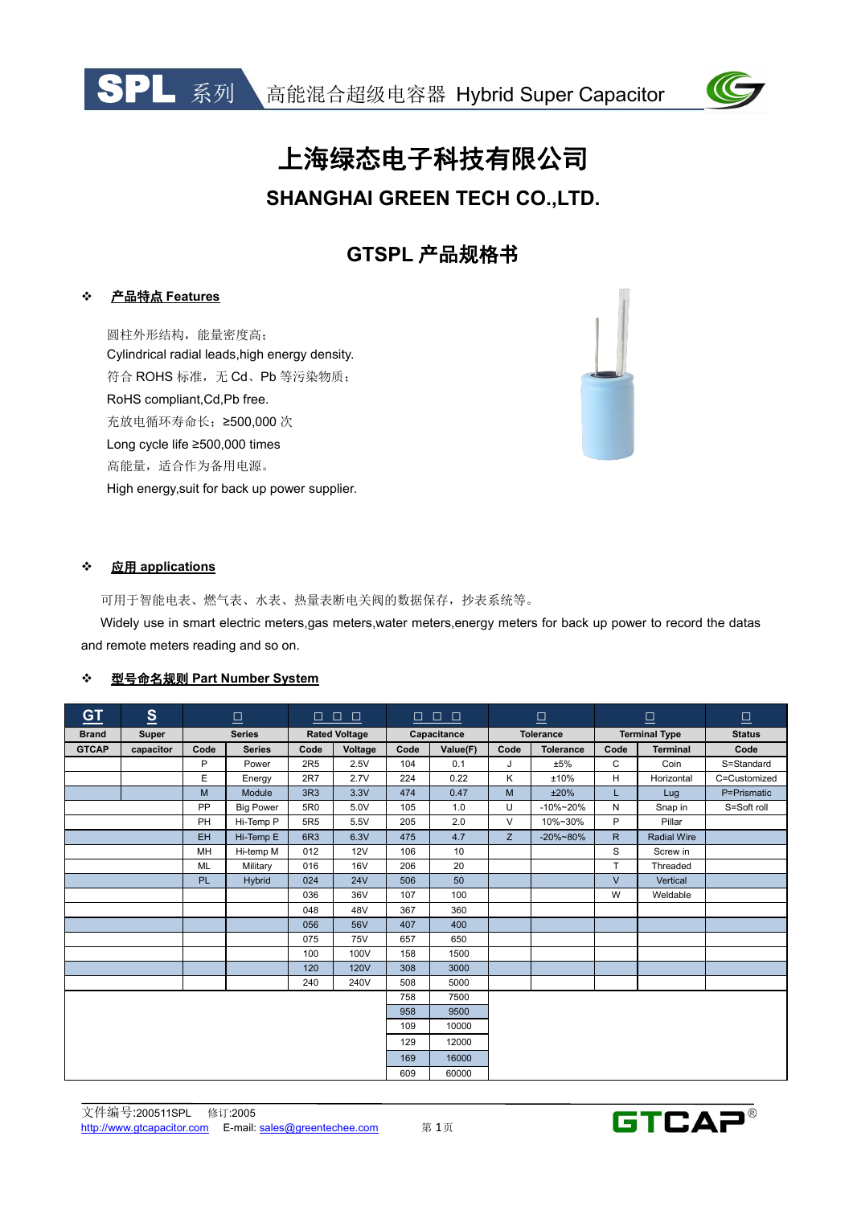# 上海绿态电子科技有限公司

## SHANGHAI GREEN TECH CO.,LTD.

## GTSPL 产品规格书

### ❖ 产品特点 Features

圆柱外形结构，能量密度高；
Cylindrical radial leads,high energy density.
符合 ROHS 标准，无 Cd、Pb 等污染物质；
RoHS compliant,Cd,Pb free.
充放电循环寿命长；≥500,000 次
Long cycle life ≥500,000 times
高能量，适合作为备用电源。
High energy,suit for back up power supplier.

### ❖ 应用 applications

可用于智能电表、燃气表、水表、热量表断电关阀的数据保存，抄表系统等。

Widely use in smart electric meters,gas meters,water meters,energy meters for back up power to record the datas and remote meters reading and so on.

### ❖ 型号命名规则 Part Number System

| GT | S | □ | | □ □ □ | | □ □ □ | | □ | | □ | | □ |
|---|---|---|---|---|---|---|---|---|---|---|---|---|
| Brand | Super | Series | | Rated Voltage | | Capacitance | | Tolerance | | Terminal Type | | Status |
| GTCAP | capacitor | Code | Series | Code | Voltage | Code | Value(F) | Code | Tolerance | Code | Terminal | Code |
| | | P | Power | 2R5 | 2.5V | 104 | 0.1 | J | ±5% | C | Coin | S=Standard |
| | | E | Energy | 2R7 | 2.7V | 224 | 0.22 | K | ±10% | H | Horizontal | C=Customized |
| | | M | Module | 3R3 | 3.3V | 474 | 0.47 | M | ±20% | L | Lug | P=Prismatic |
| | | PP | Big Power | 5R0 | 5.0V | 105 | 1.0 | U | -10%~20% | N | Snap in | S=Soft roll |
| | | PH | Hi-Temp P | 5R5 | 5.5V | 205 | 2.0 | V | 10%~30% | P | Pillar | |
| | | EH | Hi-Temp E | 6R3 | 6.3V | 475 | 4.7 | Z | -20%~80% | R | Radial Wire | |
| | | MH | Hi-temp M | 012 | 12V | 106 | 10 | | | S | Screw in | |
| | | ML | Military | 016 | 16V | 206 | 20 | | | T | Threaded | |
| | | PL | Hybrid | 024 | 24V | 506 | 50 | | | V | Vertical | |
| | | | | 036 | 36V | 107 | 100 | | | W | Weldable | |
| | | | | 048 | 48V | 367 | 360 | | | | | |
| | | | | 056 | 56V | 407 | 400 | | | | | |
| | | | | 075 | 75V | 657 | 650 | | | | | |
| | | | | 100 | 100V | 158 | 1500 | | | | | |
| | | | | 120 | 120V | 308 | 3000 | | | | | |
| | | | | 240 | 240V | 508 | 5000 | | | | | |
| | | | | | | 758 | 7500 | | | | | |
| | | | | | | 958 | 9500 | | | | | |
| | | | | | | 109 | 10000 | | | | | |
| | | | | | | 129 | 12000 | | | | | |
| | | | | | | 169 | 16000 | | | | | |
| | | | | | | 609 | 60000 | | | | | |

文件编号:200511SPL 修订:2005
http://www.gtcapacitor.com E-mail: sales@greentechee.com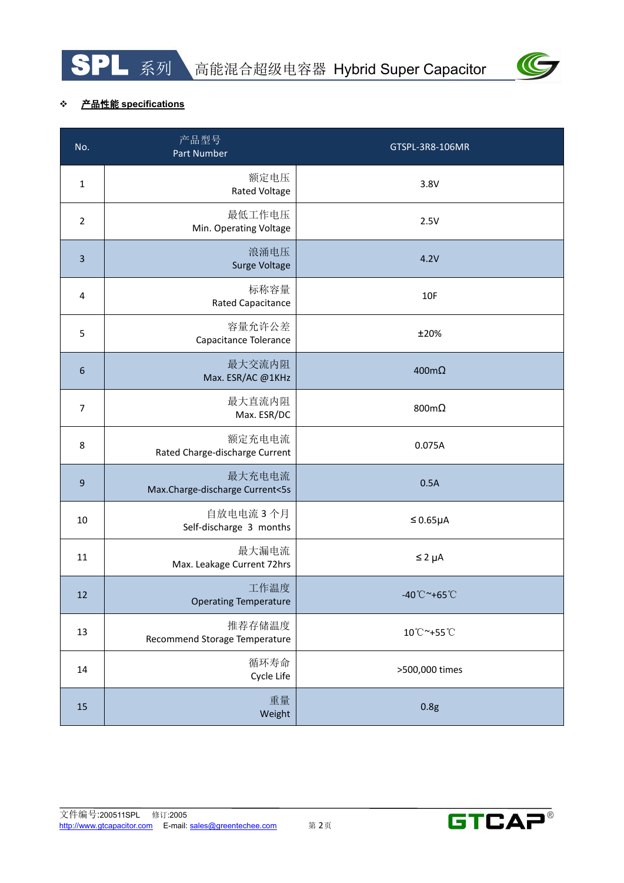**产品性能 specifications**

| No. | 产品型号 Part Number | GTSPL-3R8-106MR |
|---|---|---|
| 1 | 额定电压 Rated Voltage | 3.8V |
| 2 | 最低工作电压 Min. Operating Voltage | 2.5V |
| 3 | 浪涌电压 Surge Voltage | 4.2V |
| 4 | 标称容量 Rated Capacitance | 10F |
| 5 | 容量允许公差 Capacitance Tolerance | ±20% |
| 6 | 最大交流内阻 Max. ESR/AC @1KHz | 400mΩ |
| 7 | 最大直流内阻 Max. ESR/DC | 800mΩ |
| 8 | 额定充电电流 Rated Charge-discharge Current | 0.075A |
| 9 | 最大充电电流 Max.Charge-discharge Current<5s | 0.5A |
| 10 | 自放电电流 3 个月 Self-discharge 3 months | ≤0.65μA |
| 11 | 最大漏电流 Max. Leakage Current 72hrs | ≤2 μA |
| 12 | 工作温度 Operating Temperature | -40℃~+65℃ |
| 13 | 推荐存储温度 Recommend Storage Temperature | 10℃~+55℃ |
| 14 | 循环寿命 Cycle Life | >500,000 times |
| 15 | 重量 Weight | 0.8g |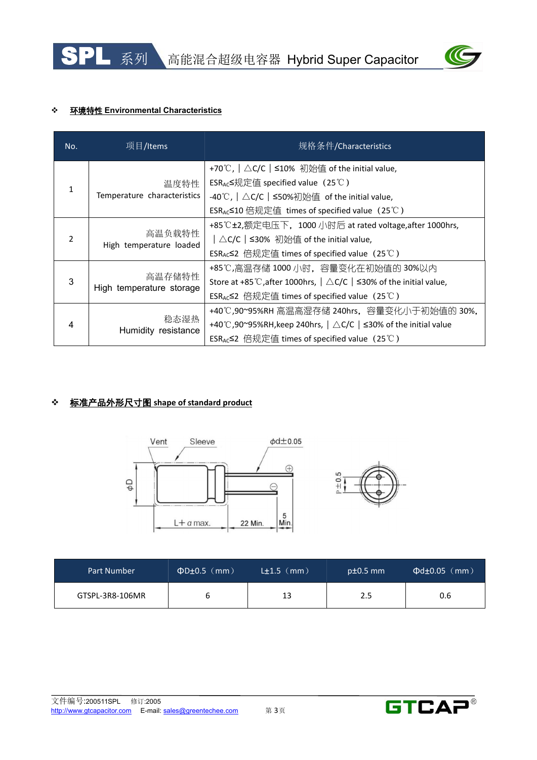- **环境特性 Environmental Characteristics**

| No. | 项目/Items | 规格条件/Characteristics |
| --- | --- | --- |
| 1 | 温度特性 Temperature characteristics | +70℃,｜△C/C｜≤10% 初始值 of the initial value, ESR$_{AC}$≤规定值 specified value（25℃） -40℃,｜△C/C｜≤50%初始值 of the initial value, ESR$_{AC}$≤10 倍规定值 times of specified value（25℃） |
| 2 | 高温负载特性 High temperature loaded | +85℃±2,额定电压下，1000 小时后 at rated voltage,after 1000hrs, ｜△C/C｜≤30% 初始值 of the initial value, ESR$_{AC}$≤2 倍规定值 times of specified value（25℃） |
| 3 | 高温存储特性 High temperature storage | +85℃,高温存储 1000 小时，容量变化在初始值的 30%以内 Store at +85℃,after 1000hrs,｜△C/C｜≤30% of the initial value, ESR$_{AC}$≤2 倍规定值 times of specified value（25℃） |
| 4 | 稳态湿热 Humidity resistance | +40℃,90~95%RH 高温高湿存储 240hrs，容量变化小于初始值的 30%, +40℃,90~95%RH,keep 240hrs,｜△C/C｜≤30% of the initial value ESR$_{AC}$≤2 倍规定值 times of specified value（25℃） |

- **标准产品外形尺寸图 shape of standard product**

Vent
Sleeve
ϕd±0.05
ϕD
L+α max.
22 Min.
5 Min.
P±0.5

| Part Number | ΦD±0.5（mm） | L±1.5（mm） | p±0.5 mm | Φd±0.05（mm） |
| --- | --- | --- | --- | --- |
| GTSPL-3R8-106MR | 6 | 13 | 2.5 | 0.6 |